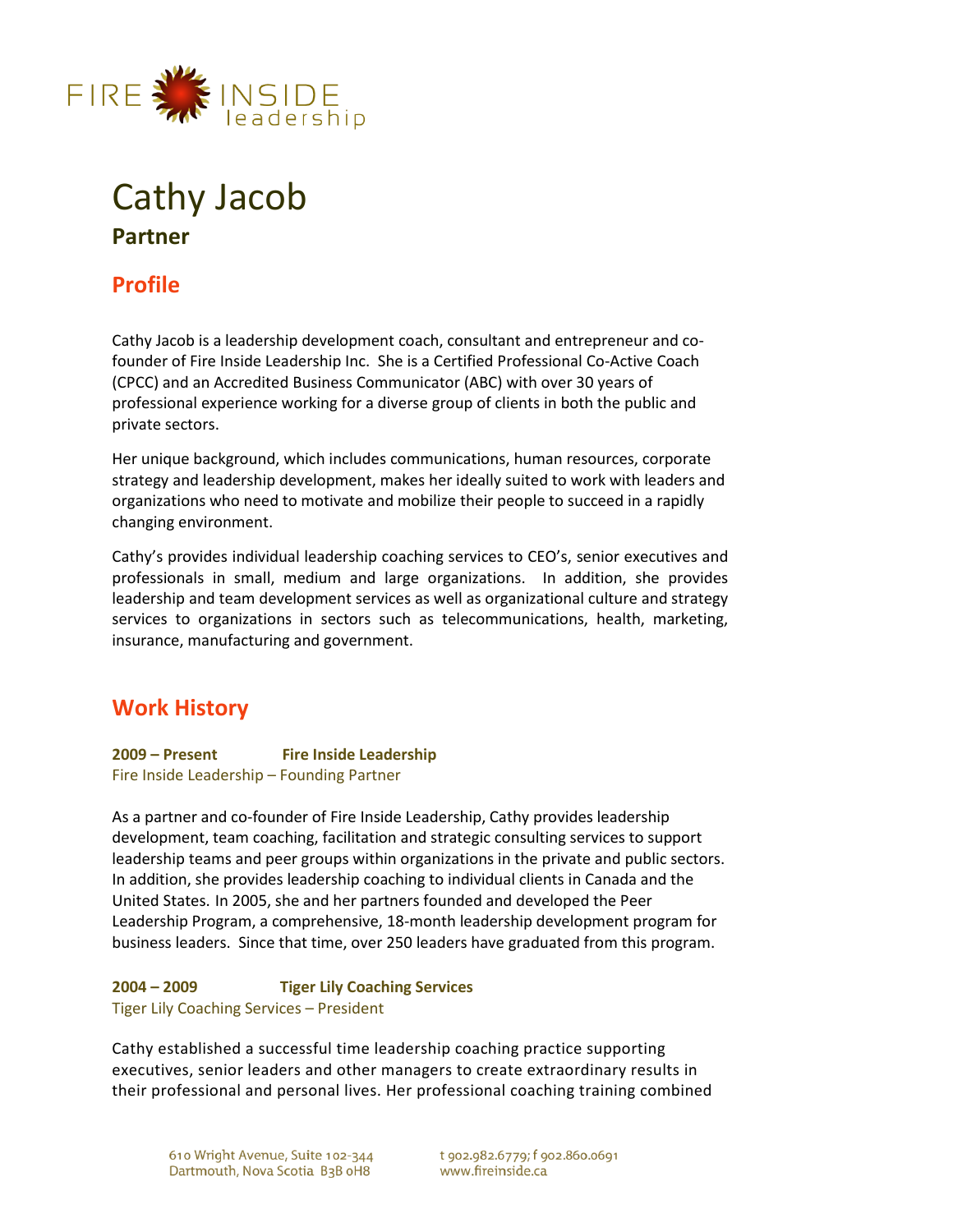FIRE INSIDE leadership

# Cathy Jacob

**Partner**

## Profile

Cathy Jacob is a leadership development coach, consultant and entrepreneur and co-founder of Fire Inside Leadership Inc. She is a Certified Professional Co-Active Coach (CPCC) and an Accredited Business Communicator (ABC) with over 30 years of professional experience working for a diverse group of clients in both the public and private sectors.

Her unique background, which includes communications, human resources, corporate strategy and leadership development, makes her ideally suited to work with leaders and organizations who need to motivate and mobilize their people to succeed in a rapidly changing environment.

Cathy's provides individual leadership coaching services to CEO's, senior executives and professionals in small, medium and large organizations. In addition, she provides leadership and team development services as well as organizational culture and strategy services to organizations in sectors such as telecommunications, health, marketing, insurance, manufacturing and government.

## Work History

**2009 – Present Fire Inside Leadership**
Fire Inside Leadership – Founding Partner

As a partner and co-founder of Fire Inside Leadership, Cathy provides leadership development, team coaching, facilitation and strategic consulting services to support leadership teams and peer groups within organizations in the private and public sectors. In addition, she provides leadership coaching to individual clients in Canada and the United States. In 2005, she and her partners founded and developed the Peer Leadership Program, a comprehensive, 18-month leadership development program for business leaders. Since that time, over 250 leaders have graduated from this program.

**2004 – 2009 Tiger Lily Coaching Services**
Tiger Lily Coaching Services – President

Cathy established a successful time leadership coaching practice supporting executives, senior leaders and other managers to create extraordinary results in their professional and personal lives. Her professional coaching training combined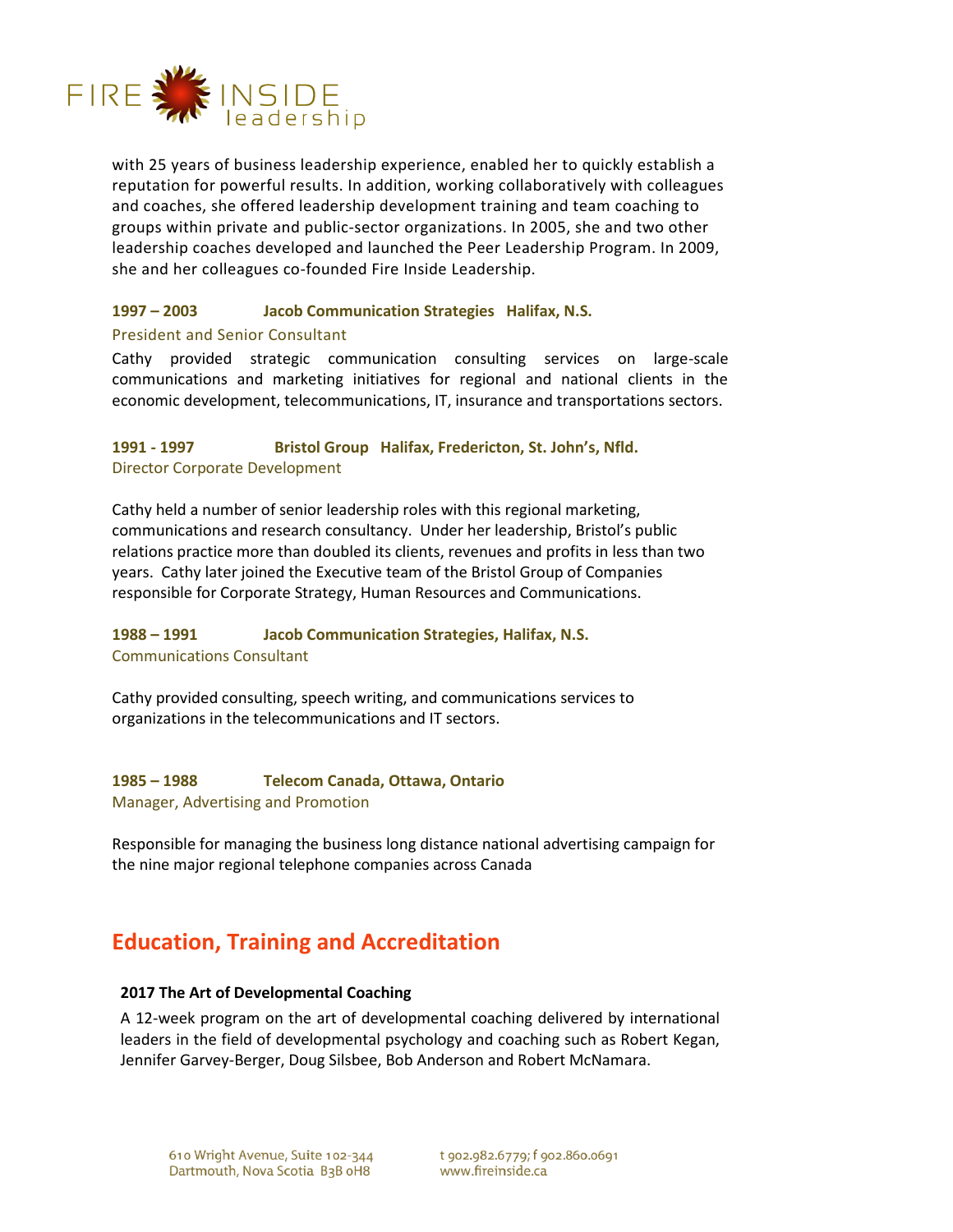with 25 years of business leadership experience, enabled her to quickly establish a reputation for powerful results. In addition, working collaboratively with colleagues and coaches, she offered leadership development training and team coaching to groups within private and public-sector organizations. In 2005, she and two other leadership coaches developed and launched the Peer Leadership Program. In 2009, she and her colleagues co-founded Fire Inside Leadership.

**1997 – 2003 Jacob Communication Strategies Halifax, N.S.**

President and Senior Consultant

Cathy provided strategic communication consulting services on large-scale communications and marketing initiatives for regional and national clients in the economic development, telecommunications, IT, insurance and transportations sectors.

**1991 - 1997 Bristol Group Halifax, Fredericton, St. John's, Nfld.**

Director Corporate Development

Cathy held a number of senior leadership roles with this regional marketing, communications and research consultancy. Under her leadership, Bristol's public relations practice more than doubled its clients, revenues and profits in less than two years. Cathy later joined the Executive team of the Bristol Group of Companies responsible for Corporate Strategy, Human Resources and Communications.

**1988 – 1991 Jacob Communication Strategies, Halifax, N.S.**

Communications Consultant

Cathy provided consulting, speech writing, and communications services to organizations in the telecommunications and IT sectors.

**1985 – 1988 Telecom Canada, Ottawa, Ontario**

Manager, Advertising and Promotion

Responsible for managing the business long distance national advertising campaign for the nine major regional telephone companies across Canada

## Education, Training and Accreditation

**2017 The Art of Developmental Coaching**

A 12-week program on the art of developmental coaching delivered by international leaders in the field of developmental psychology and coaching such as Robert Kegan, Jennifer Garvey-Berger, Doug Silsbee, Bob Anderson and Robert McNamara.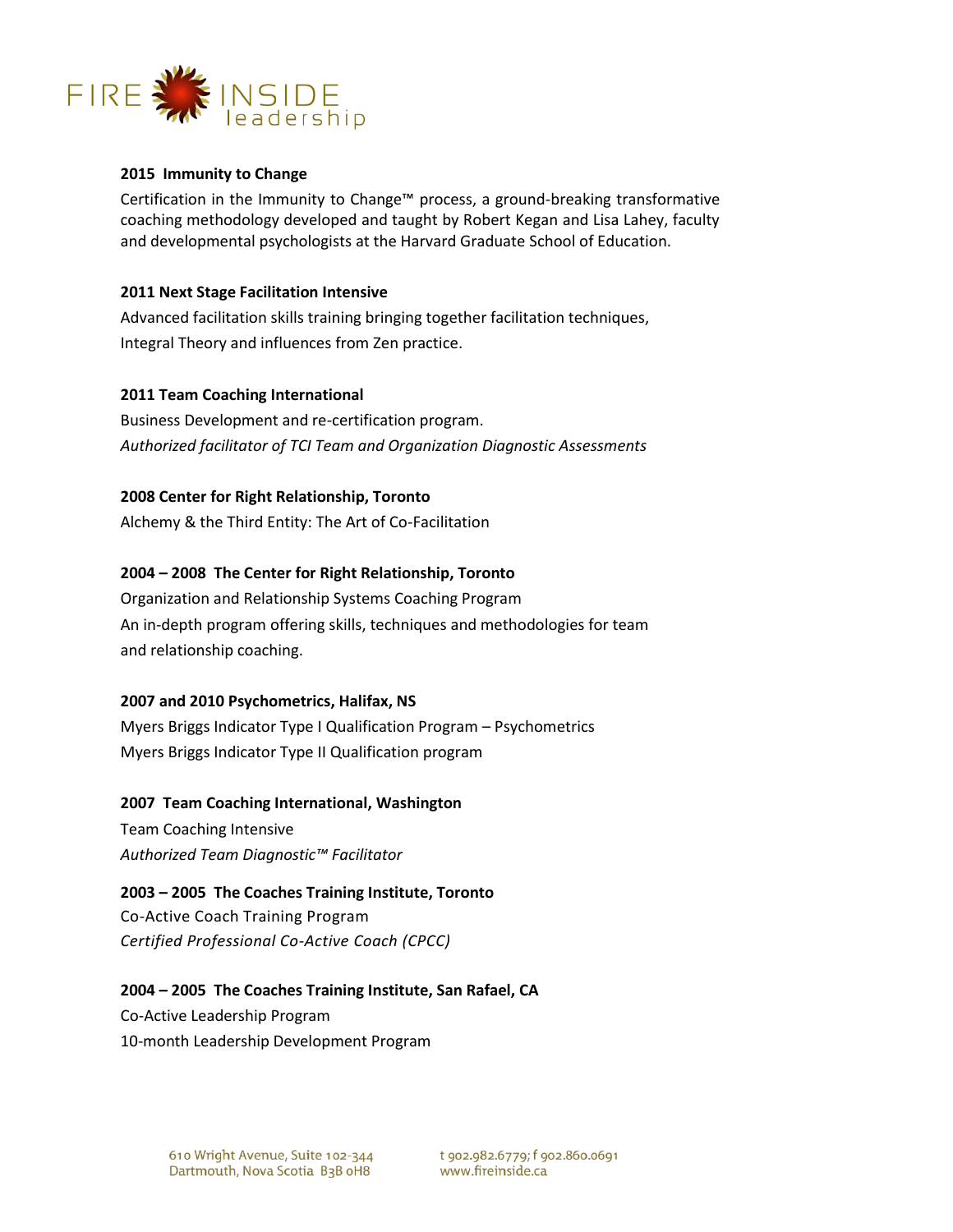**2015 Immunity to Change**

Certification in the Immunity to Change™ process, a ground-breaking transformative coaching methodology developed and taught by Robert Kegan and Lisa Lahey, faculty and developmental psychologists at the Harvard Graduate School of Education.

**2011 Next Stage Facilitation Intensive**

Advanced facilitation skills training bringing together facilitation techniques, Integral Theory and influences from Zen practice.

**2011 Team Coaching International**

Business Development and re-certification program.
*Authorized facilitator of TCI Team and Organization Diagnostic Assessments*

**2008 Center for Right Relationship, Toronto**

Alchemy & the Third Entity: The Art of Co-Facilitation

**2004 – 2008 The Center for Right Relationship, Toronto**

Organization and Relationship Systems Coaching Program
An in-depth program offering skills, techniques and methodologies for team and relationship coaching.

**2007 and 2010 Psychometrics, Halifax, NS**

Myers Briggs Indicator Type I Qualification Program – Psychometrics
Myers Briggs Indicator Type II Qualification program

**2007 Team Coaching International, Washington**

Team Coaching Intensive
*Authorized Team Diagnostic™ Facilitator*

**2003 – 2005 The Coaches Training Institute, Toronto**

Co-Active Coach Training Program
*Certified Professional Co-Active Coach (CPCC)*

**2004 – 2005 The Coaches Training Institute, San Rafael, CA**

Co-Active Leadership Program
10-month Leadership Development Program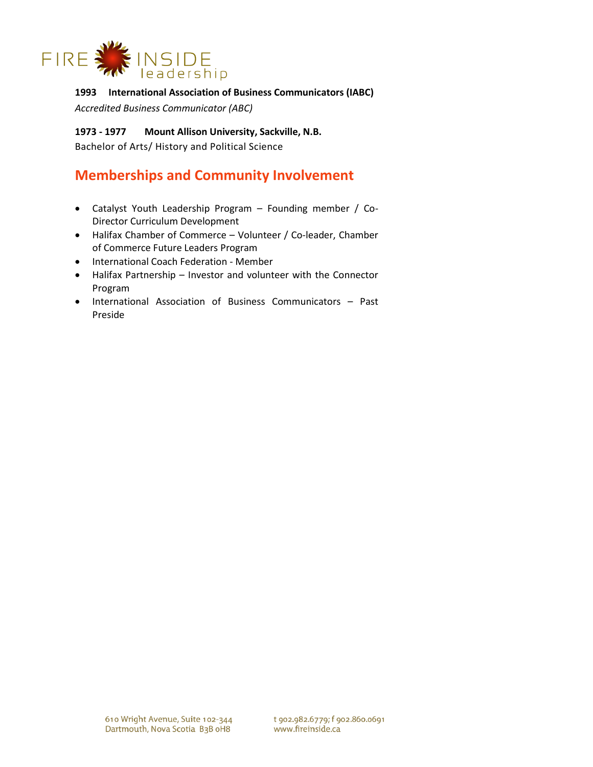**1993 International Association of Business Communicators (IABC)**

*Accredited Business Communicator (ABC)*

**1973 - 1977 Mount Allison University, Sackville, N.B.**

Bachelor of Arts/ History and Political Science

## Memberships and Community Involvement

- Catalyst Youth Leadership Program – Founding member / Co-Director Curriculum Development
- Halifax Chamber of Commerce – Volunteer / Co-leader, Chamber of Commerce Future Leaders Program
- International Coach Federation - Member
- Halifax Partnership – Investor and volunteer with the Connector Program
- International Association of Business Communicators – Past Preside